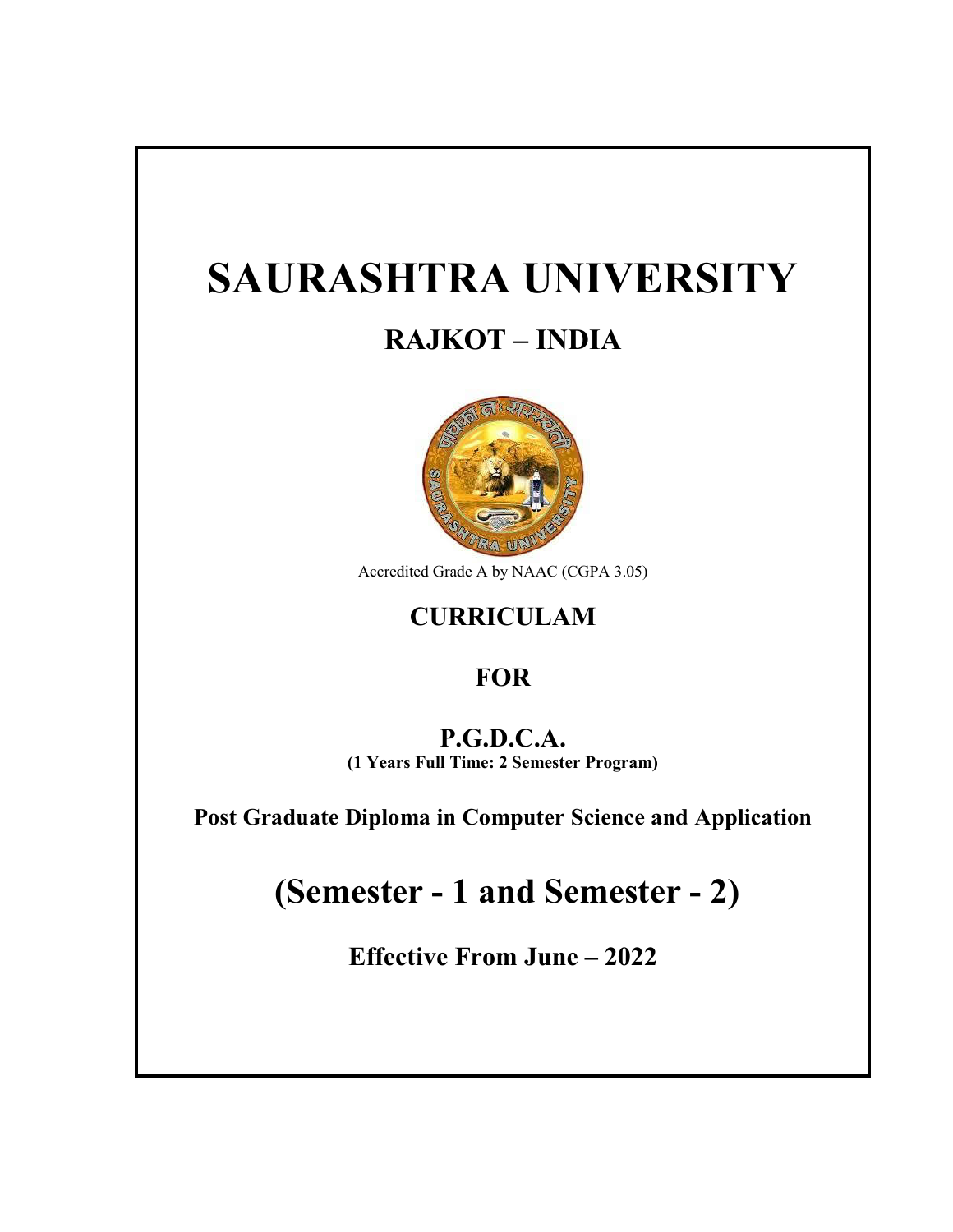# SAURASHTRA UNIVERSITY

## RAJKOT – INDIA

Accredited Grade A by NAAC (CGPA 3.05)

## CURRICULAM

## FOR

## P.G.D.C.A.

**(1 Years Full Time: 2 Semester Program)**

**Post Graduate Diploma in Computer Science and Application**

# (Semester - 1 and Semester - 2)

## Effective From June – 2022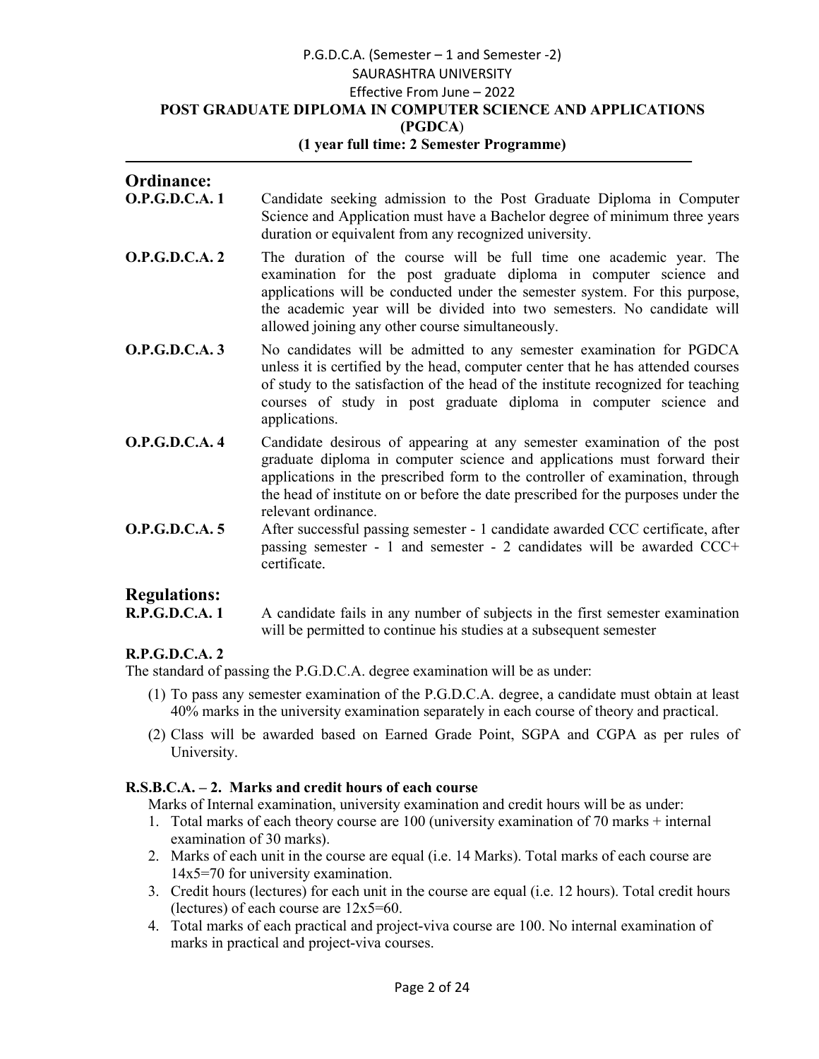P.G.D.C.A. (Semester – 1 and Semester -2)

SAURASHTRA UNIVERSITY

Effective From June – 2022

**POST GRADUATE DIPLOMA IN COMPUTER SCIENCE AND APPLICATIONS (PGDCA)**

**(1 year full time: 2 Semester Programme)**

## Ordinance:

**O.P.G.D.C.A. 1** Candidate seeking admission to the Post Graduate Diploma in Computer Science and Application must have a Bachelor degree of minimum three years duration or equivalent from any recognized university.

**O.P.G.D.C.A. 2** The duration of the course will be full time one academic year. The examination for the post graduate diploma in computer science and applications will be conducted under the semester system. For this purpose, the academic year will be divided into two semesters. No candidate will allowed joining any other course simultaneously.

**O.P.G.D.C.A. 3** No candidates will be admitted to any semester examination for PGDCA unless it is certified by the head, computer center that he has attended courses of study to the satisfaction of the head of the institute recognized for teaching courses of study in post graduate diploma in computer science and applications.

**O.P.G.D.C.A. 4** Candidate desirous of appearing at any semester examination of the post graduate diploma in computer science and applications must forward their applications in the prescribed form to the controller of examination, through the head of institute on or before the date prescribed for the purposes under the relevant ordinance.

**O.P.G.D.C.A. 5** After successful passing semester - 1 candidate awarded CCC certificate, after passing semester - 1 and semester - 2 candidates will be awarded CCC+ certificate.

## Regulations:

**R.P.G.D.C.A. 1** A candidate fails in any number of subjects in the first semester examination will be permitted to continue his studies at a subsequent semester

**R.P.G.D.C.A. 2**

The standard of passing the P.G.D.C.A. degree examination will be as under:

(1) To pass any semester examination of the P.G.D.C.A. degree, a candidate must obtain at least 40% marks in the university examination separately in each course of theory and practical.

(2) Class will be awarded based on Earned Grade Point, SGPA and CGPA as per rules of University.

**R.S.B.C.A. – 2. Marks and credit hours of each course**

Marks of Internal examination, university examination and credit hours will be as under:

1. Total marks of each theory course are 100 (university examination of 70 marks + internal examination of 30 marks).
2. Marks of each unit in the course are equal (i.e. 14 Marks). Total marks of each course are 14x5=70 for university examination.
3. Credit hours (lectures) for each unit in the course are equal (i.e. 12 hours). Total credit hours (lectures) of each course are 12x5=60.
4. Total marks of each practical and project-viva course are 100. No internal examination of marks in practical and project-viva courses.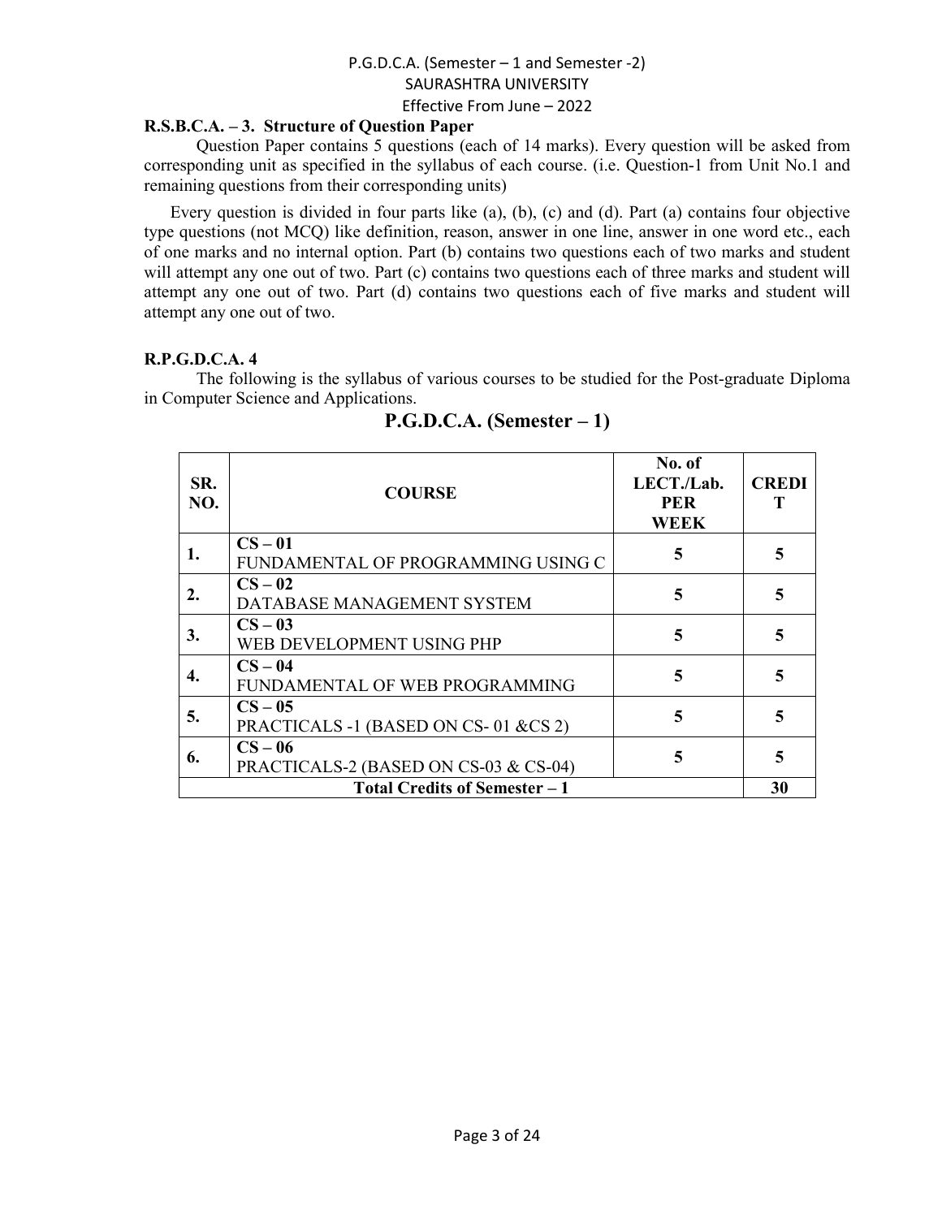**R.S.B.C.A. – 3. Structure of Question Paper**

Question Paper contains 5 questions (each of 14 marks). Every question will be asked from corresponding unit as specified in the syllabus of each course. (i.e. Question-1 from Unit No.1 and remaining questions from their corresponding units)

Every question is divided in four parts like (a), (b), (c) and (d). Part (a) contains four objective type questions (not MCQ) like definition, reason, answer in one line, answer in one word etc., each of one marks and no internal option. Part (b) contains two questions each of two marks and student will attempt any one out of two. Part (c) contains two questions each of three marks and student will attempt any one out of two. Part (d) contains two questions each of five marks and student will attempt any one out of two.

**R.P.G.D.C.A. 4**

The following is the syllabus of various courses to be studied for the Post-graduate Diploma in Computer Science and Applications.

## P.G.D.C.A. (Semester – 1)

| SR. NO. | COURSE | No. of LECT./Lab. PER WEEK | CREDIT |
|---|---|---|---|
| 1. | **CS – 01** FUNDAMENTAL OF PROGRAMMING USING C | 5 | 5 |
| 2. | **CS – 02** DATABASE MANAGEMENT SYSTEM | 5 | 5 |
| 3. | **CS – 03** WEB DEVELOPMENT USING PHP | 5 | 5 |
| 4. | **CS – 04** FUNDAMENTAL OF WEB PROGRAMMING | 5 | 5 |
| 5. | **CS – 05** PRACTICALS -1 (BASED ON CS- 01 &CS 2) | 5 | 5 |
| 6. | **CS – 06** PRACTICALS-2 (BASED ON CS-03 & CS-04) | 5 | 5 |
| **Total Credits of Semester – 1** | | | **30** |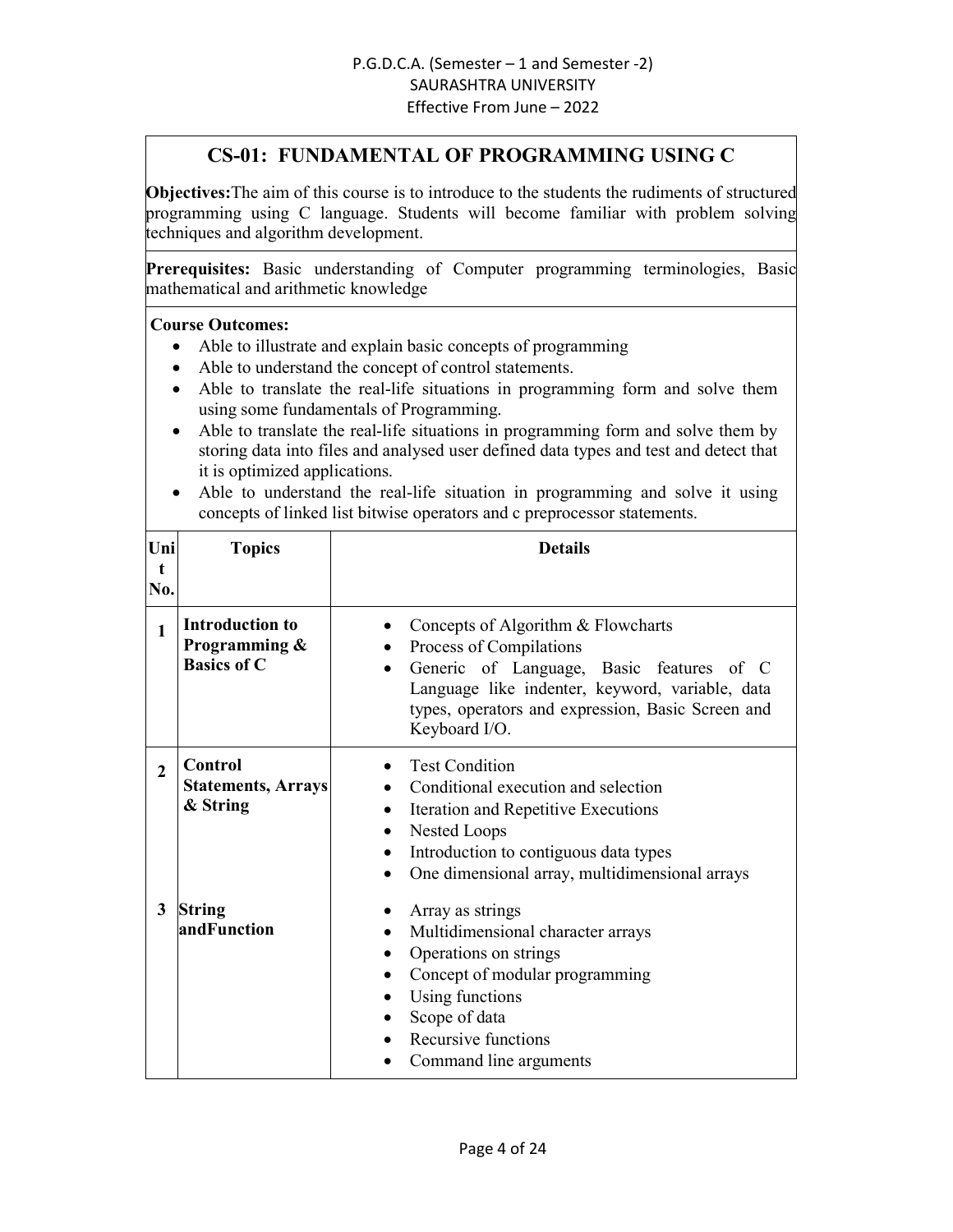## CS-01: FUNDAMENTAL OF PROGRAMMING USING C

**Objectives:** The aim of this course is to introduce to the students the rudiments of structured programming using C language. Students will become familiar with problem solving techniques and algorithm development.

**Prerequisites:** Basic understanding of Computer programming terminologies, Basic mathematical and arithmetic knowledge

**Course Outcomes:**

- Able to illustrate and explain basic concepts of programming
- Able to understand the concept of control statements.
- Able to translate the real-life situations in programming form and solve them using some fundamentals of Programming.
- Able to translate the real-life situations in programming form and solve them by storing data into files and analysed user defined data types and test and detect that it is optimized applications.
- Able to understand the real-life situation in programming and solve it using concepts of linked list bitwise operators and c preprocessor statements.

| Unit No. | Topics | Details |
|---|---|---|
| 1 | **Introduction to Programming & Basics of C** | • Concepts of Algorithm & Flowcharts<br>• Process of Compilations<br>• Generic of Language, Basic features of C Language like indenter, keyword, variable, data types, operators and expression, Basic Screen and Keyboard I/O. |
| 2 | **Control Statements, Arrays & String** | • Test Condition<br>• Conditional execution and selection<br>• Iteration and Repetitive Executions<br>• Nested Loops<br>• Introduction to contiguous data types<br>• One dimensional array, multidimensional arrays |
| 3 | **String andFunction** | • Array as strings<br>• Multidimensional character arrays<br>• Operations on strings<br>• Concept of modular programming<br>• Using functions<br>• Scope of data<br>• Recursive functions<br>• Command line arguments |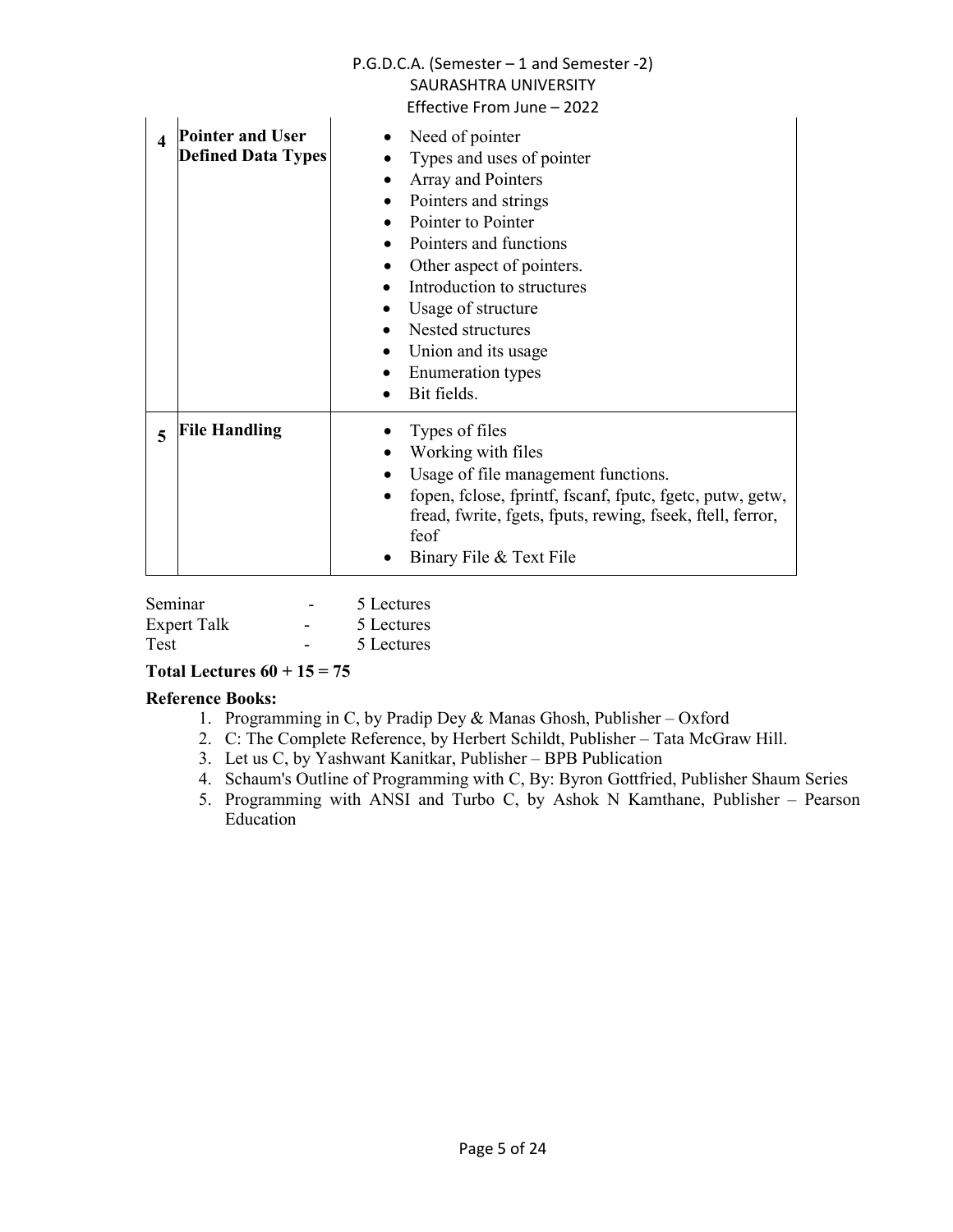| | | |
|---|---|---|
| **4** | **Pointer and User Defined Data Types** | • Need of pointer<br>• Types and uses of pointer<br>• Array and Pointers<br>• Pointers and strings<br>• Pointer to Pointer<br>• Pointers and functions<br>• Other aspect of pointers.<br>• Introduction to structures<br>• Usage of structure<br>• Nested structures<br>• Union and its usage<br>• Enumeration types<br>• Bit fields. |
| **5** | **File Handling** | • Types of files<br>• Working with files<br>• Usage of file management functions.<br>• fopen, fclose, fprintf, fscanf, fputc, fgetc, putw, getw, fread, fwrite, fgets, fputs, rewing, fseek, ftell, ferror, feof<br>• Binary File & Text File |

Seminar - 5 Lectures
Expert Talk - 5 Lectures
Test - 5 Lectures

**Total Lectures 60 + 15 = 75**

**Reference Books:**

1. Programming in C, by Pradip Dey & Manas Ghosh, Publisher – Oxford
2. C: The Complete Reference, by Herbert Schildt, Publisher – Tata McGraw Hill.
3. Let us C, by Yashwant Kanitkar, Publisher – BPB Publication
4. Schaum's Outline of Programming with C, By: Byron Gottfried, Publisher Shaum Series
5. Programming with ANSI and Turbo C, by Ashok N Kamthane, Publisher – Pearson Education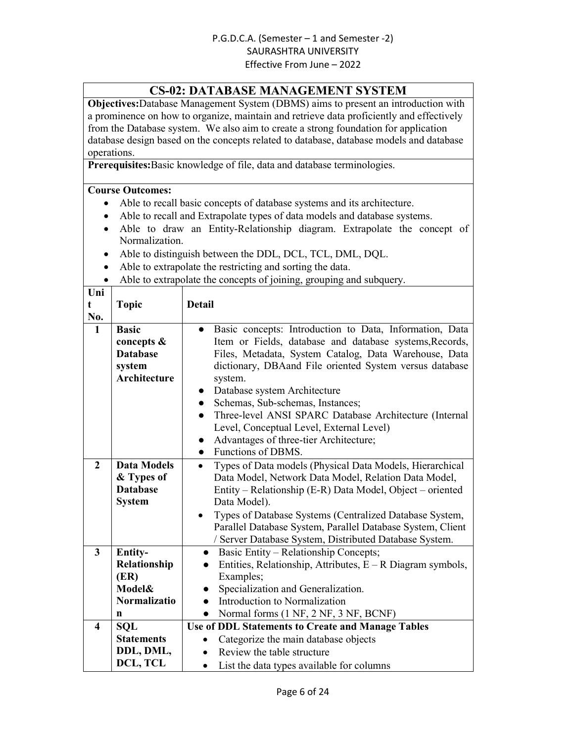## CS-02: DATABASE MANAGEMENT SYSTEM

**Objectives:** Database Management System (DBMS) aims to present an introduction with a prominence on how to organize, maintain and retrieve data proficiently and effectively from the Database system. We also aim to create a strong foundation for application database design based on the concepts related to database, database models and database operations.

**Prerequisites:** Basic knowledge of file, data and database terminologies.

**Course Outcomes:**

- Able to recall basic concepts of database systems and its architecture.
- Able to recall and Extrapolate types of data models and database systems.
- Able to draw an Entity-Relationship diagram. Extrapolate the concept of Normalization.
- Able to distinguish between the DDL, DCL, TCL, DML, DQL.
- Able to extrapolate the restricting and sorting the data.
- Able to extrapolate the concepts of joining, grouping and subquery.

| Unit No. | Topic | Detail |
|---|---|---|
| **1** | **Basic concepts & Database system Architecture** | ● Basic concepts: Introduction to Data, Information, Data Item or Fields, database and database systems,Records, Files, Metadata, System Catalog, Data Warehouse, Data dictionary, DBAand File oriented System versus database system.<br>● Database system Architecture<br>● Schemas, Sub-schemas, Instances;<br>● Three-level ANSI SPARC Database Architecture (Internal Level, Conceptual Level, External Level)<br>● Advantages of three-tier Architecture;<br>● Functions of DBMS. |
| **2** | **Data Models & Types of Database System** | • Types of Data models (Physical Data Models, Hierarchical Data Model, Network Data Model, Relation Data Model, Entity – Relationship (E-R) Data Model, Object – oriented Data Model).<br>• Types of Database Systems (Centralized Database System, Parallel Database System, Parallel Database System, Client / Server Database System, Distributed Database System. |
| **3** | **Entity-Relationship (ER) Model& Normalization** | ● Basic Entity – Relationship Concepts;<br>● Entities, Relationship, Attributes, E – R Diagram symbols, Examples;<br>● Specialization and Generalization.<br>● Introduction to Normalization<br>● Normal forms (1 NF, 2 NF, 3 NF, BCNF) |
| **4** | **SQL Statements DDL, DML, DCL, TCL** | **Use of DDL Statements to Create and Manage Tables**<br>• Categorize the main database objects<br>• Review the table structure<br>• List the data types available for columns |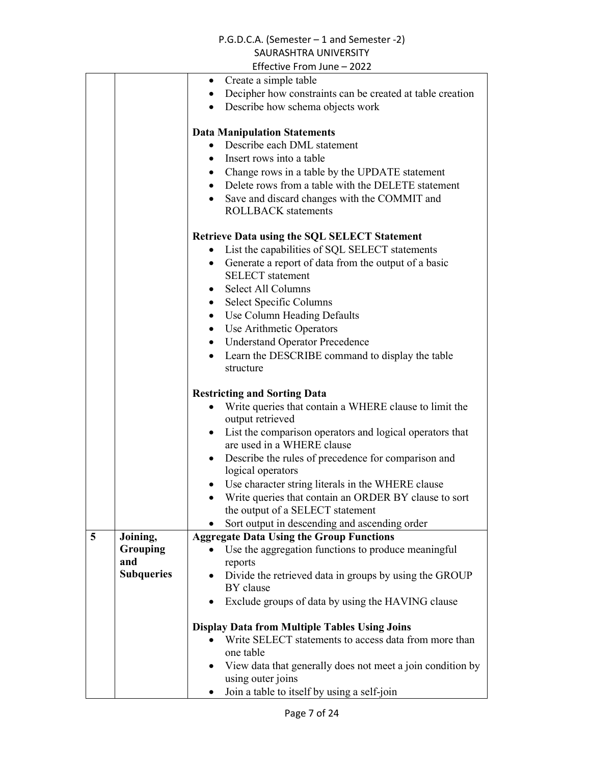| | | |
|---|---|---|
| | | • Create a simple table<br>• Decipher how constraints can be created at table creation<br>• Describe how schema objects work<br><br>**Data Manipulation Statements**<br>• Describe each DML statement<br>• Insert rows into a table<br>• Change rows in a table by the UPDATE statement<br>• Delete rows from a table with the DELETE statement<br>• Save and discard changes with the COMMIT and ROLLBACK statements<br><br>**Retrieve Data using the SQL SELECT Statement**<br>• List the capabilities of SQL SELECT statements<br>• Generate a report of data from the output of a basic SELECT statement<br>• Select All Columns<br>• Select Specific Columns<br>• Use Column Heading Defaults<br>• Use Arithmetic Operators<br>• Understand Operator Precedence<br>• Learn the DESCRIBE command to display the table structure<br><br>**Restricting and Sorting Data**<br>• Write queries that contain a WHERE clause to limit the output retrieved<br>• List the comparison operators and logical operators that are used in a WHERE clause<br>• Describe the rules of precedence for comparison and logical operators<br>• Use character string literals in the WHERE clause<br>• Write queries that contain an ORDER BY clause to sort the output of a SELECT statement<br>• Sort output in descending and ascending order |
| **5** | **Joining, Grouping and Subqueries** | **Aggregate Data Using the Group Functions**<br>• Use the aggregation functions to produce meaningful reports<br>• Divide the retrieved data in groups by using the GROUP BY clause<br>• Exclude groups of data by using the HAVING clause<br><br>**Display Data from Multiple Tables Using Joins**<br>• Write SELECT statements to access data from more than one table<br>• View data that generally does not meet a join condition by using outer joins<br>• Join a table to itself by using a self-join |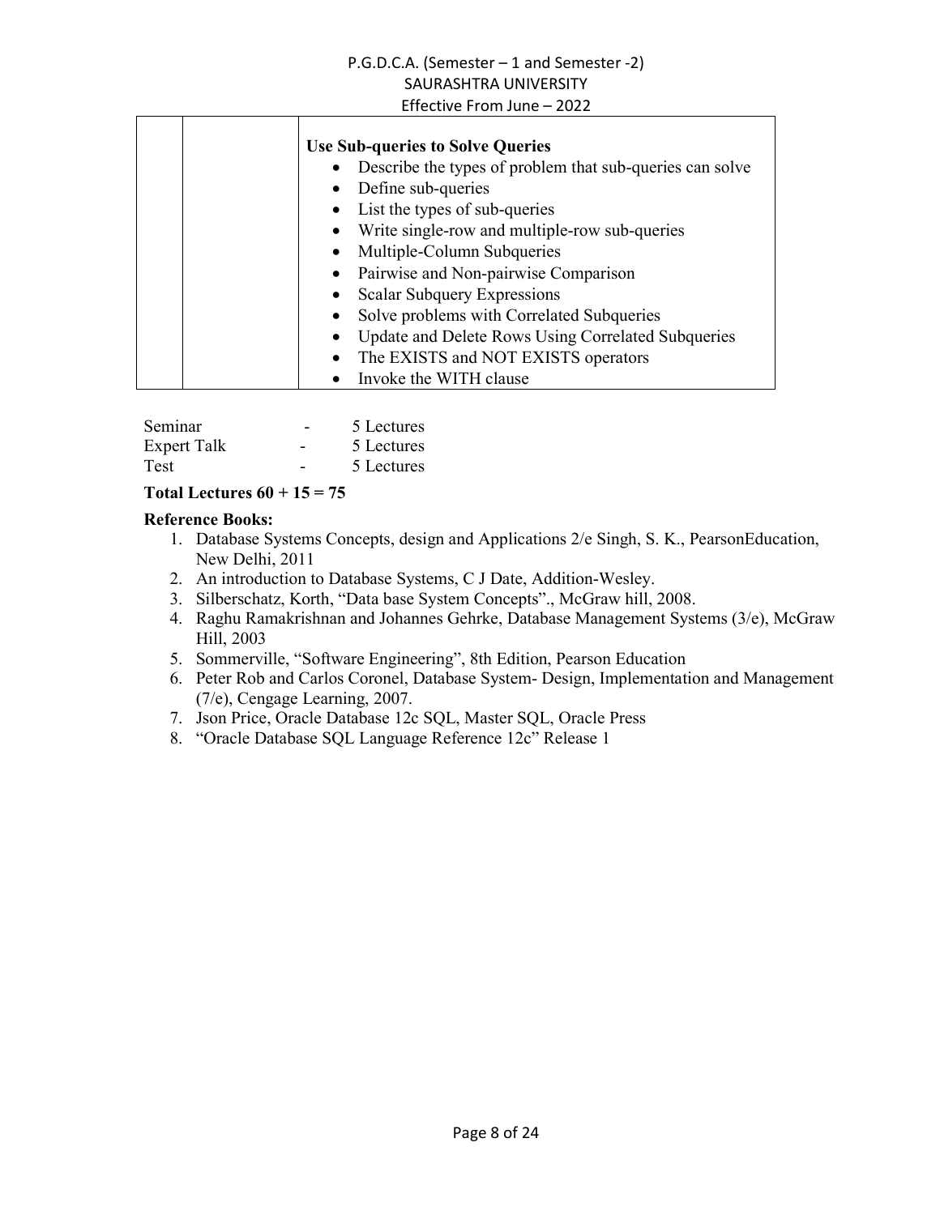| | | **Use Sub-queries to Solve Queries**<br>• Describe the types of problem that sub-queries can solve<br>• Define sub-queries<br>• List the types of sub-queries<br>• Write single-row and multiple-row sub-queries<br>• Multiple-Column Subqueries<br>• Pairwise and Non-pairwise Comparison<br>• Scalar Subquery Expressions<br>• Solve problems with Correlated Subqueries<br>• Update and Delete Rows Using Correlated Subqueries<br>• The EXISTS and NOT EXISTS operators<br>• Invoke the WITH clause |
|---|---|---|

| | | |
|---|---|---|
| Seminar | - | 5 Lectures |
| Expert Talk | - | 5 Lectures |
| Test | - | 5 Lectures |

**Total Lectures 60 + 15 = 75**

**Reference Books:**

1. Database Systems Concepts, design and Applications 2/e Singh, S. K., PearsonEducation, New Delhi, 2011
2. An introduction to Database Systems, C J Date, Addition-Wesley.
3. Silberschatz, Korth, "Data base System Concepts"., McGraw hill, 2008.
4. Raghu Ramakrishnan and Johannes Gehrke, Database Management Systems (3/e), McGraw Hill, 2003
5. Sommerville, "Software Engineering", 8th Edition, Pearson Education
6. Peter Rob and Carlos Coronel, Database System- Design, Implementation and Management (7/e), Cengage Learning, 2007.
7. Json Price, Oracle Database 12c SQL, Master SQL, Oracle Press
8. "Oracle Database SQL Language Reference 12c" Release 1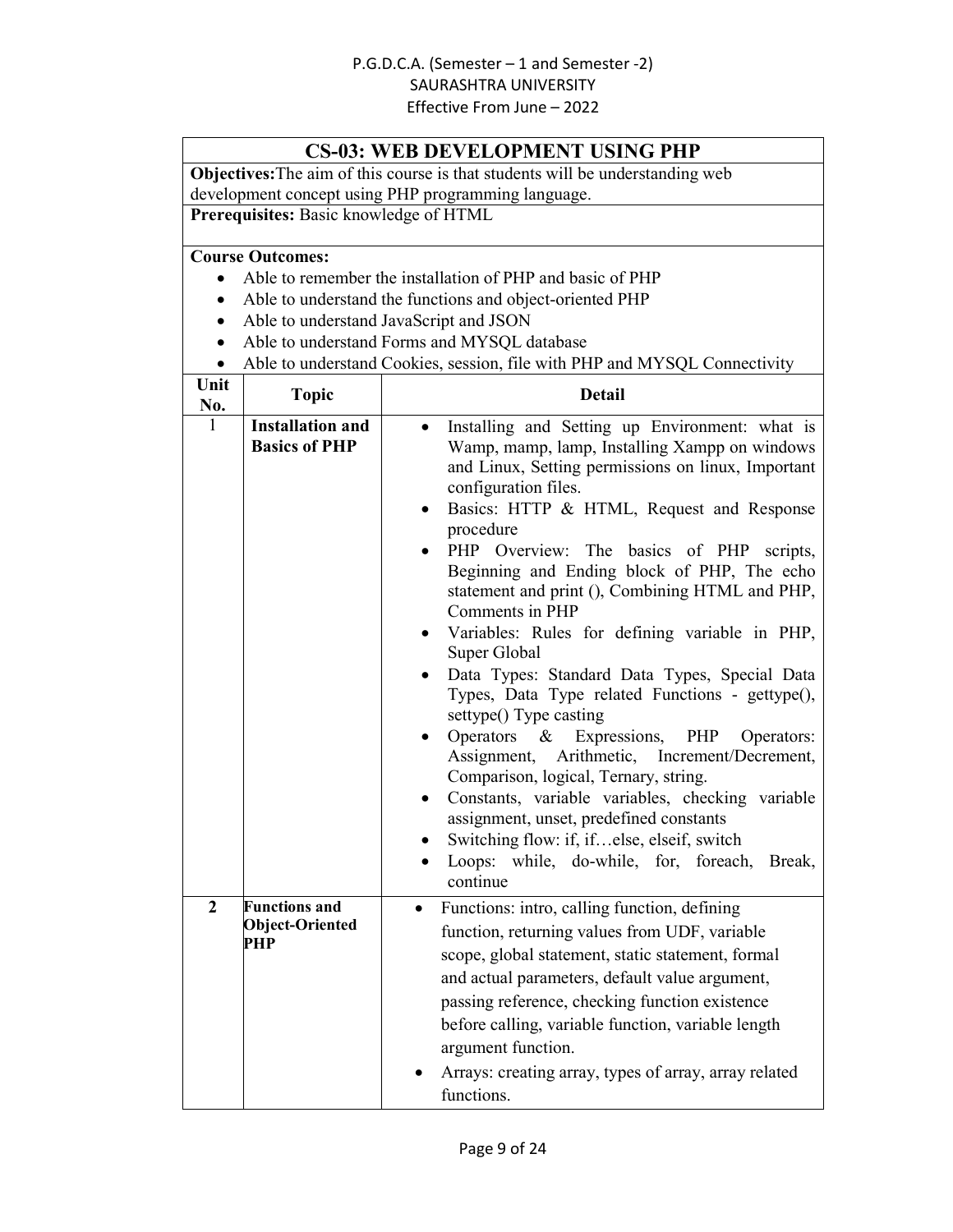# CS-03: WEB DEVELOPMENT USING PHP

**Objectives:** The aim of this course is that students will be understanding web development concept using PHP programming language.

**Prerequisites:** Basic knowledge of HTML

**Course Outcomes:**

- Able to remember the installation of PHP and basic of PHP
- Able to understand the functions and object-oriented PHP
- Able to understand JavaScript and JSON
- Able to understand Forms and MYSQL database
- Able to understand Cookies, session, file with PHP and MYSQL Connectivity

| Unit No. | Topic | Detail |
|---|---|---|
| 1 | **Installation and Basics of PHP** | • Installing and Setting up Environment: what is Wamp, mamp, lamp, Installing Xampp on windows and Linux, Setting permissions on linux, Important configuration files.<br>• Basics: HTTP & HTML, Request and Response procedure<br>• PHP Overview: The basics of PHP scripts, Beginning and Ending block of PHP, The echo statement and print (), Combining HTML and PHP, Comments in PHP<br>• Variables: Rules for defining variable in PHP, Super Global<br>• Data Types: Standard Data Types, Special Data Types, Data Type related Functions - gettype(), settype() Type casting<br>• Operators & Expressions, PHP Operators: Assignment, Arithmetic, Increment/Decrement, Comparison, logical, Ternary, string.<br>• Constants, variable variables, checking variable assignment, unset, predefined constants<br>• Switching flow: if, if…else, elseif, switch<br>• Loops: while, do-while, for, foreach, Break, continue |
| **2** | **Functions and Object-Oriented PHP** | • Functions: intro, calling function, defining function, returning values from UDF, variable scope, global statement, static statement, formal and actual parameters, default value argument, passing reference, checking function existence before calling, variable function, variable length argument function.<br>• Arrays: creating array, types of array, array related functions. |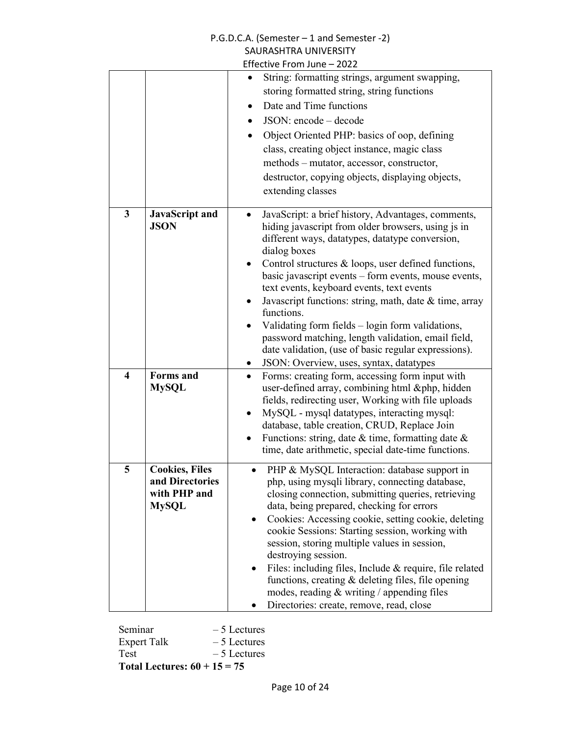| | | |
|---|---|---|
| | | • String: formatting strings, argument swapping, storing formatted string, string functions<br>• Date and Time functions<br>• JSON: encode – decode<br>• Object Oriented PHP: basics of oop, defining class, creating object instance, magic class methods – mutator, accessor, constructor, destructor, copying objects, displaying objects, extending classes |
| **3** | **JavaScript and JSON** | • JavaScript: a brief history, Advantages, comments, hiding javascript from older browsers, using js in different ways, datatypes, datatype conversion, dialog boxes<br>• Control structures & loops, user defined functions, basic javascript events – form events, mouse events, text events, keyboard events, text events<br>• Javascript functions: string, math, date & time, array functions.<br>• Validating form fields – login form validations, password matching, length validation, email field, date validation, (use of basic regular expressions).<br>• JSON: Overview, uses, syntax, datatypes |
| **4** | **Forms and MySQL** | • Forms: creating form, accessing form input with user-defined array, combining html &php, hidden fields, redirecting user, Working with file uploads<br>• MySQL - mysql datatypes, interacting mysql: database, table creation, CRUD, Replace Join<br>• Functions: string, date & time, formatting date & time, date arithmetic, special date-time functions. |
| **5** | **Cookies, Files and Directories with PHP and MySQL** | • PHP & MySQL Interaction: database support in php, using mysqli library, connecting database, closing connection, submitting queries, retrieving data, being prepared, checking for errors<br>• Cookies: Accessing cookie, setting cookie, deleting cookie Sessions: Starting session, working with session, storing multiple values in session, destroying session.<br>• Files: including files, Include & require, file related functions, creating & deleting files, file opening modes, reading & writing / appending files<br>• Directories: create, remove, read, close |

Seminar – 5 Lectures
Expert Talk – 5 Lectures
Test – 5 Lectures
**Total Lectures: 60 + 15 = 75**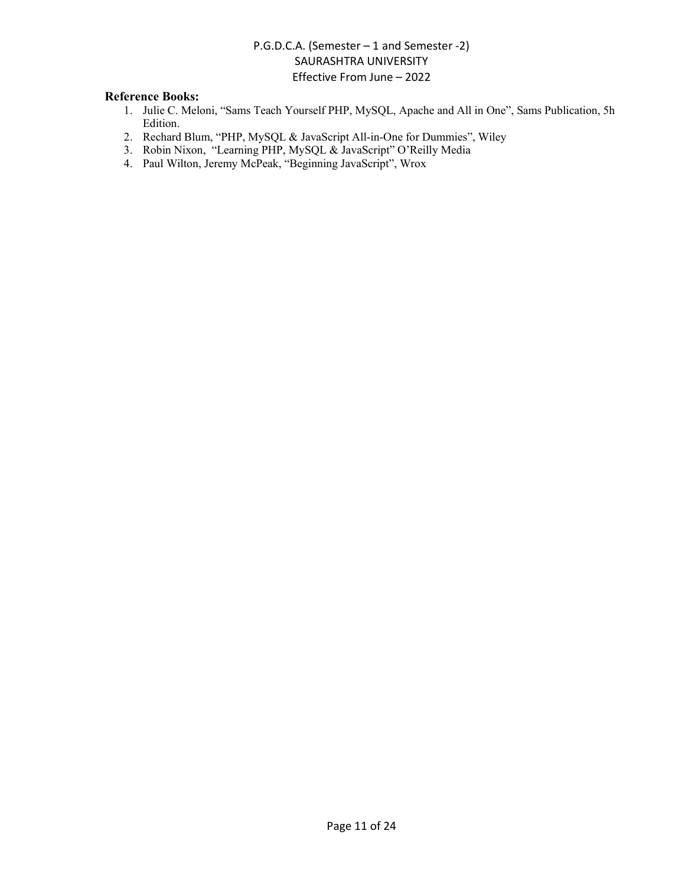**Reference Books:**

1. Julie C. Meloni, “Sams Teach Yourself PHP, MySQL, Apache and All in One”, Sams Publication, 5h Edition.
2. Rechard Blum, “PHP, MySQL & JavaScript All-in-One for Dummies”, Wiley
3. Robin Nixon, “Learning PHP, MySQL & JavaScript” O’Reilly Media
4. Paul Wilton, Jeremy McPeak, “Beginning JavaScript”, Wrox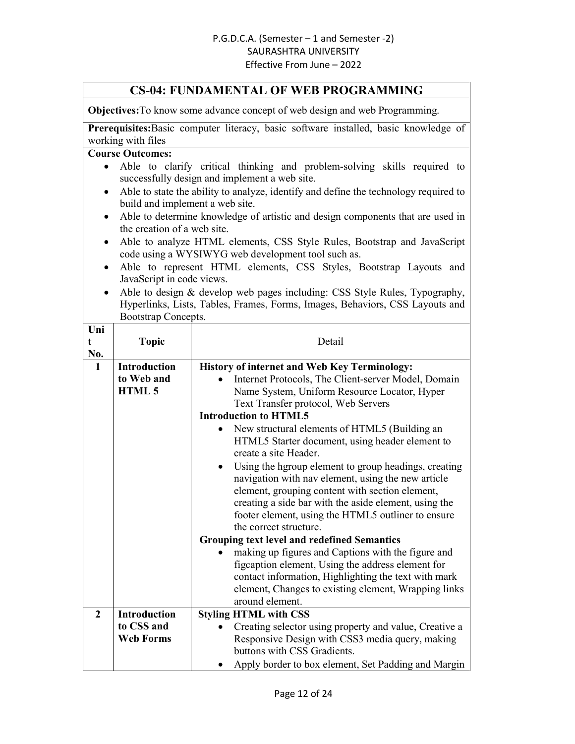## CS-04: FUNDAMENTAL OF WEB PROGRAMMING

**Objectives:** To know some advance concept of web design and web Programming.

**Prerequisites:** Basic computer literacy, basic software installed, basic knowledge of working with files

**Course Outcomes:**

- Able to clarify critical thinking and problem-solving skills required to successfully design and implement a web site.
- Able to state the ability to analyze, identify and define the technology required to build and implement a web site.
- Able to determine knowledge of artistic and design components that are used in the creation of a web site.
- Able to analyze HTML elements, CSS Style Rules, Bootstrap and JavaScript code using a WYSIWYG web development tool such as.
- Able to represent HTML elements, CSS Styles, Bootstrap Layouts and JavaScript in code views.
- Able to design & develop web pages including: CSS Style Rules, Typography, Hyperlinks, Lists, Tables, Frames, Forms, Images, Behaviors, CSS Layouts and Bootstrap Concepts.

| Unit No. | Topic | Detail |
|---|---|---|
| 1 | **Introduction to Web and HTML 5** | **History of internet and Web Key Terminology:**<br>• Internet Protocols, The Client-server Model, Domain Name System, Uniform Resource Locator, Hyper Text Transfer protocol, Web Servers<br>**Introduction to HTML5**<br>• New structural elements of HTML5 (Building an HTML5 Starter document, using header element to create a site Header.<br>• Using the hgroup element to group headings, creating navigation with nav element, using the new article element, grouping content with section element, creating a side bar with the aside element, using the footer element, using the HTML5 outliner to ensure the correct structure.<br>**Grouping text level and redefined Semantics**<br>• making up figures and Captions with the figure and figcaption element, Using the address element for contact information, Highlighting the text with mark element, Changes to existing element, Wrapping links around element. |
| 2 | **Introduction to CSS and Web Forms** | **Styling HTML with CSS**<br>• Creating selector using property and value, Creative a Responsive Design with CSS3 media query, making buttons with CSS Gradients.<br>• Apply border to box element, Set Padding and Margin |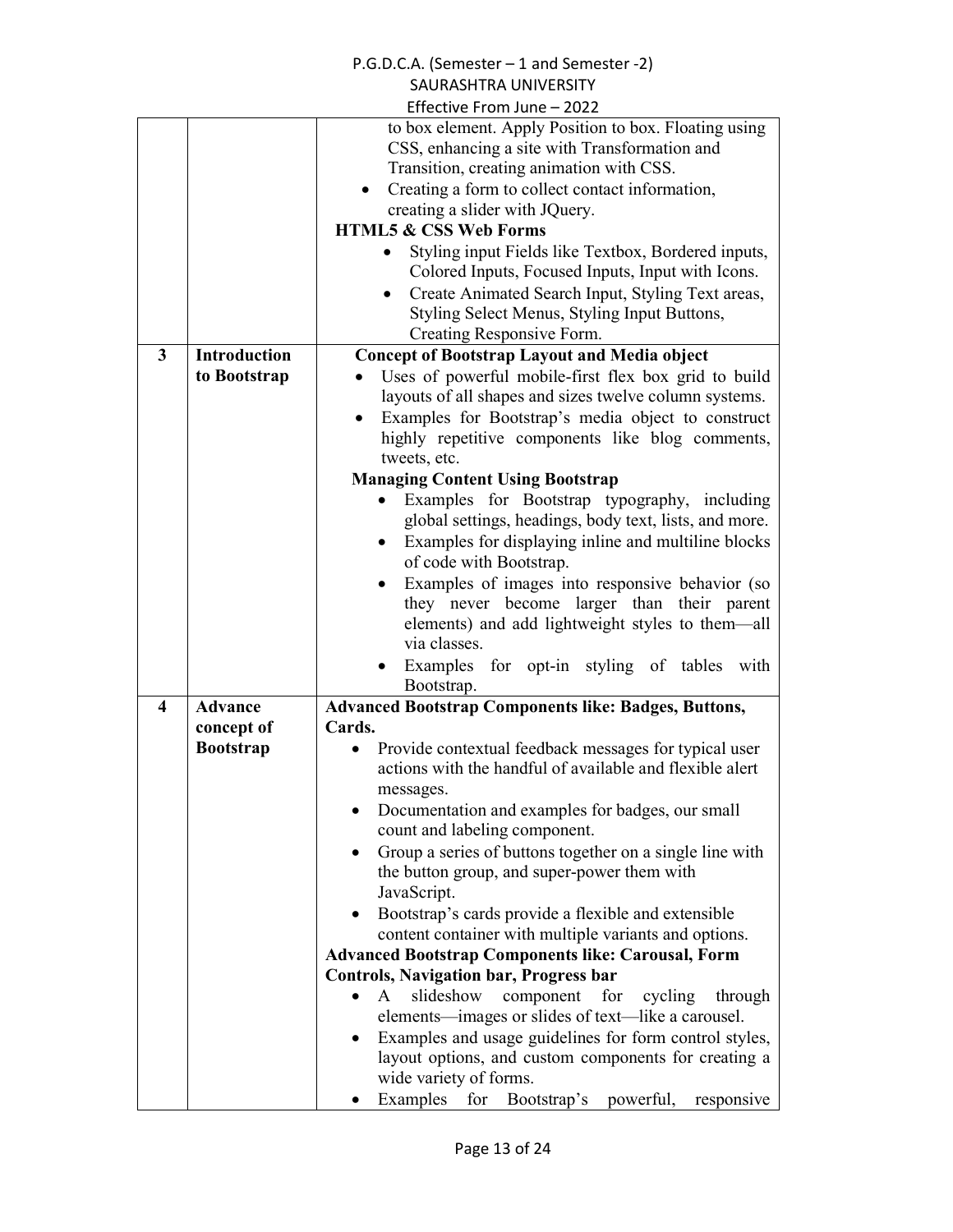| | | |
|---|---|---|
| | | to box element. Apply Position to box. Floating using CSS, enhancing a site with Transformation and Transition, creating animation with CSS.<br>• Creating a form to collect contact information, creating a slider with JQuery.<br>**HTML5 & CSS Web Forms**<br>• Styling input Fields like Textbox, Bordered inputs, Colored Inputs, Focused Inputs, Input with Icons.<br>• Create Animated Search Input, Styling Text areas, Styling Select Menus, Styling Input Buttons, Creating Responsive Form. |
| **3** | **Introduction to Bootstrap** | **Concept of Bootstrap Layout and Media object**<br>• Uses of powerful mobile-first flex box grid to build layouts of all shapes and sizes twelve column systems.<br>• Examples for Bootstrap's media object to construct highly repetitive components like blog comments, tweets, etc.<br>**Managing Content Using Bootstrap**<br>• Examples for Bootstrap typography, including global settings, headings, body text, lists, and more.<br>• Examples for displaying inline and multiline blocks of code with Bootstrap.<br>• Examples of images into responsive behavior (so they never become larger than their parent elements) and add lightweight styles to them—all via classes.<br>• Examples for opt-in styling of tables with Bootstrap. |
| **4** | **Advance concept of Bootstrap** | **Advanced Bootstrap Components like: Badges, Buttons, Cards.**<br>• Provide contextual feedback messages for typical user actions with the handful of available and flexible alert messages.<br>• Documentation and examples for badges, our small count and labeling component.<br>• Group a series of buttons together on a single line with the button group, and super-power them with JavaScript.<br>• Bootstrap's cards provide a flexible and extensible content container with multiple variants and options.<br>**Advanced Bootstrap Components like: Carousal, Form Controls, Navigation bar, Progress bar**<br>• A slideshow component for cycling through elements—images or slides of text—like a carousel.<br>• Examples and usage guidelines for form control styles, layout options, and custom components for creating a wide variety of forms.<br>• Examples for Bootstrap's powerful, responsive |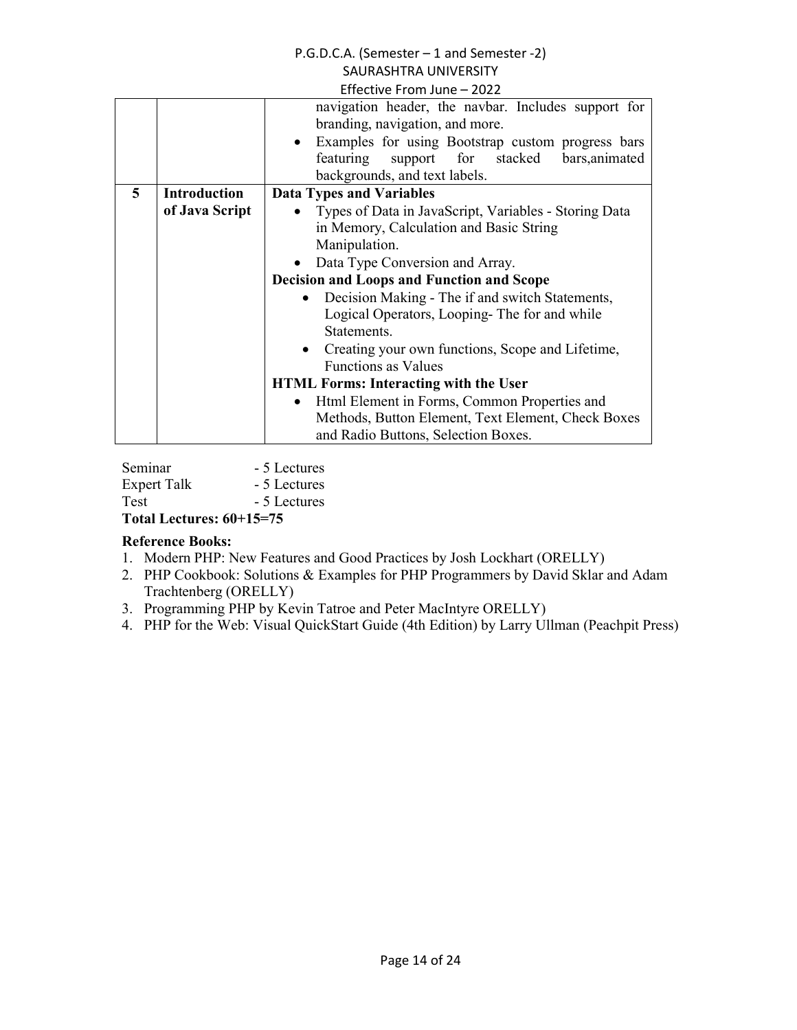| | | |
|---|---|---|
| | | navigation header, the navbar. Includes support for branding, navigation, and more.<br>• Examples for using Bootstrap custom progress bars featuring support for stacked bars,animated backgrounds, and text labels. |
| **5** | **Introduction of Java Script** | **Data Types and Variables**<br>• Types of Data in JavaScript, Variables - Storing Data in Memory, Calculation and Basic String Manipulation.<br>• Data Type Conversion and Array.<br>**Decision and Loops and Function and Scope**<br>• Decision Making - The if and switch Statements, Logical Operators, Looping- The for and while Statements.<br>• Creating your own functions, Scope and Lifetime, Functions as Values<br>**HTML Forms: Interacting with the User**<br>• Html Element in Forms, Common Properties and Methods, Button Element, Text Element, Check Boxes and Radio Buttons, Selection Boxes. |

Seminar - 5 Lectures
Expert Talk - 5 Lectures
Test - 5 Lectures

**Total Lectures: 60+15=75**

**Reference Books:**

1. Modern PHP: New Features and Good Practices by Josh Lockhart (ORELLY)
2. PHP Cookbook: Solutions & Examples for PHP Programmers by David Sklar and Adam Trachtenberg (ORELLY)
3. Programming PHP by Kevin Tatroe and Peter MacIntyre ORELLY)
4. PHP for the Web: Visual QuickStart Guide (4th Edition) by Larry Ullman (Peachpit Press)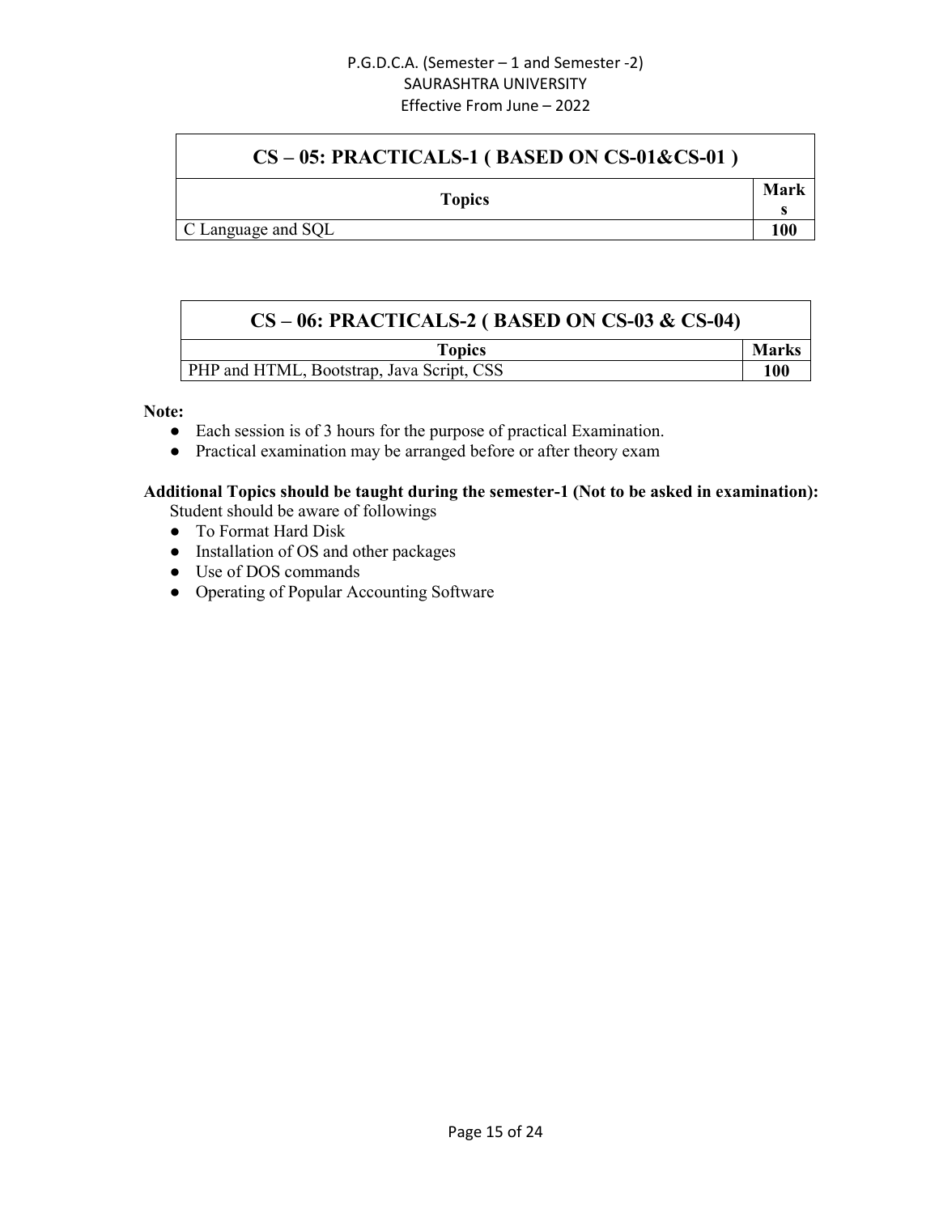| CS – 05: PRACTICALS-1 ( BASED ON CS-01&CS-01 ) | |
| --- | --- |
| **Topics** | **Marks** |
| C Language and SQL | **100** |

| CS – 06: PRACTICALS-2 ( BASED ON CS-03 & CS-04) | |
| --- | --- |
| **Topics** | **Marks** |
| PHP and HTML, Bootstrap, Java Script, CSS | **100** |

**Note:**

- Each session is of 3 hours for the purpose of practical Examination.
- Practical examination may be arranged before or after theory exam

**Additional Topics should be taught during the semester-1 (Not to be asked in examination):**

Student should be aware of followings

- To Format Hard Disk
- Installation of OS and other packages
- Use of DOS commands
- Operating of Popular Accounting Software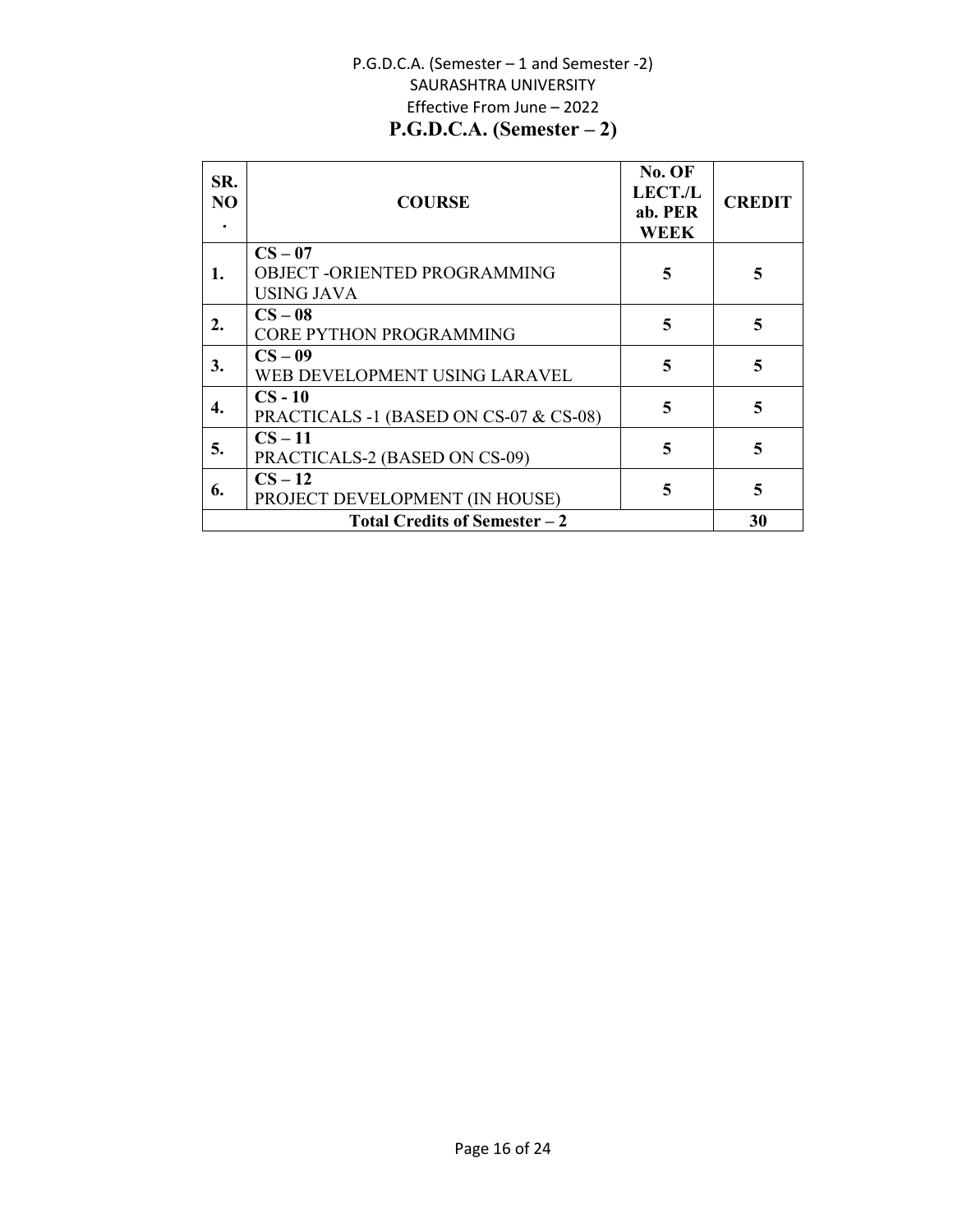P.G.D.C.A. (Semester – 1 and Semester -2)
SAURASHTRA UNIVERSITY
Effective From June – 2022

## P.G.D.C.A. (Semester – 2)

| SR. NO. | COURSE | No. OF LECT./Lab. PER WEEK | CREDIT |
|---|---|---|---|
| 1. | **CS – 07**<br>OBJECT -ORIENTED PROGRAMMING USING JAVA | 5 | 5 |
| 2. | **CS – 08**<br>CORE PYTHON PROGRAMMING | 5 | 5 |
| 3. | **CS – 09**<br>WEB DEVELOPMENT USING LARAVEL | 5 | 5 |
| 4. | **CS - 10**<br>PRACTICALS -1 (BASED ON CS-07 & CS-08) | 5 | 5 |
| 5. | **CS – 11**<br>PRACTICALS-2 (BASED ON CS-09) | 5 | 5 |
| 6. | **CS – 12**<br>PROJECT DEVELOPMENT (IN HOUSE) | 5 | 5 |
| | **Total Credits of Semester – 2** | | **30** |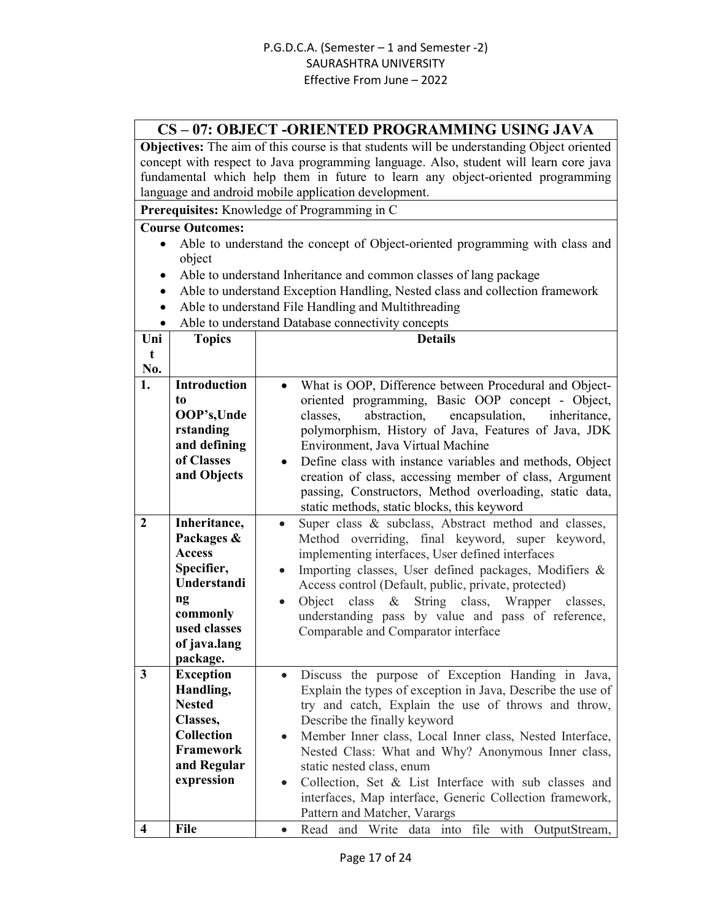## CS – 07: OBJECT -ORIENTED PROGRAMMING USING JAVA

**Objectives:** The aim of this course is that students will be understanding Object oriented concept with respect to Java programming language. Also, student will learn core java fundamental which help them in future to learn any object-oriented programming language and android mobile application development.

**Prerequisites:** Knowledge of Programming in C

**Course Outcomes:**

- Able to understand the concept of Object-oriented programming with class and object
- Able to understand Inheritance and common classes of lang package
- Able to understand Exception Handling, Nested class and collection framework
- Able to understand File Handling and Multithreading
- Able to understand Database connectivity concepts

| Unit No. | Topics | Details |
|---|---|---|
| **1.** | **Introduction to OOP's,Understanding and defining of Classes and Objects** | • What is OOP, Difference between Procedural and Object-oriented programming, Basic OOP concept - Object, classes, abstraction, encapsulation, inheritance, polymorphism, History of Java, Features of Java, JDK Environment, Java Virtual Machine<br>• Define class with instance variables and methods, Object creation of class, accessing member of class, Argument passing, Constructors, Method overloading, static data, static methods, static blocks, this keyword |
| **2** | **Inheritance, Packages & Access Specifier, Understanding commonly used classes of java.lang package.** | • Super class & subclass, Abstract method and classes, Method overriding, final keyword, super keyword, implementing interfaces, User defined interfaces<br>• Importing classes, User defined packages, Modifiers & Access control (Default, public, private, protected)<br>• Object class & String class, Wrapper classes, understanding pass by value and pass of reference, Comparable and Comparator interface |
| **3** | **Exception Handling, Nested Classes, Collection Framework and Regular expression** | • Discuss the purpose of Exception Handing in Java, Explain the types of exception in Java, Describe the use of try and catch, Explain the use of throws and throw, Describe the finally keyword<br>• Member Inner class, Local Inner class, Nested Interface, Nested Class: What and Why? Anonymous Inner class, static nested class, enum<br>• Collection, Set & List Interface with sub classes and interfaces, Map interface, Generic Collection framework, Pattern and Matcher, Varargs |
| **4** | **File** | • Read and Write data into file with OutputStream, |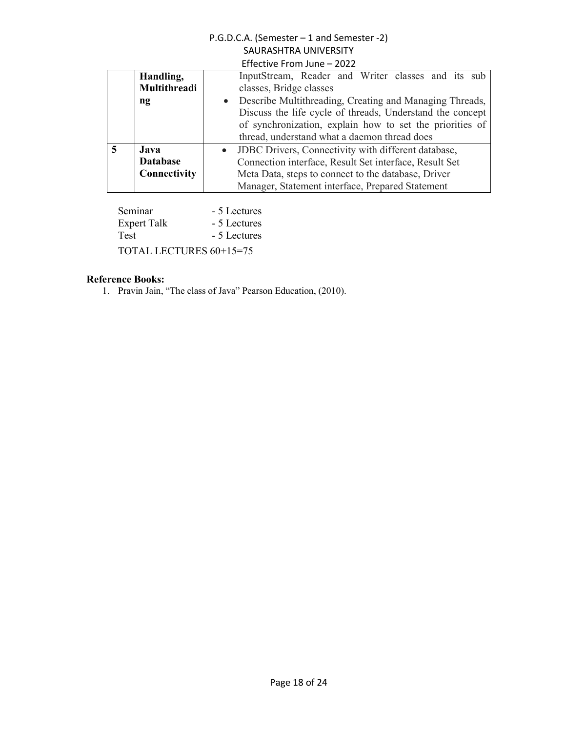| | | |
|---|---|---|
| | **Handling, Multithreading** | InputStream, Reader and Writer classes and its sub classes, Bridge classes<br>• Describe Multithreading, Creating and Managing Threads, Discuss the life cycle of threads, Understand the concept of synchronization, explain how to set the priorities of thread, understand what a daemon thread does |
| **5** | **Java Database Connectivity** | • JDBC Drivers, Connectivity with different database, Connection interface, Result Set interface, Result Set Meta Data, steps to connect to the database, Driver Manager, Statement interface, Prepared Statement |

Seminar - 5 Lectures
Expert Talk - 5 Lectures
Test - 5 Lectures

TOTAL LECTURES 60+15=75

**Reference Books:**

1. Pravin Jain, "The class of Java" Pearson Education, (2010).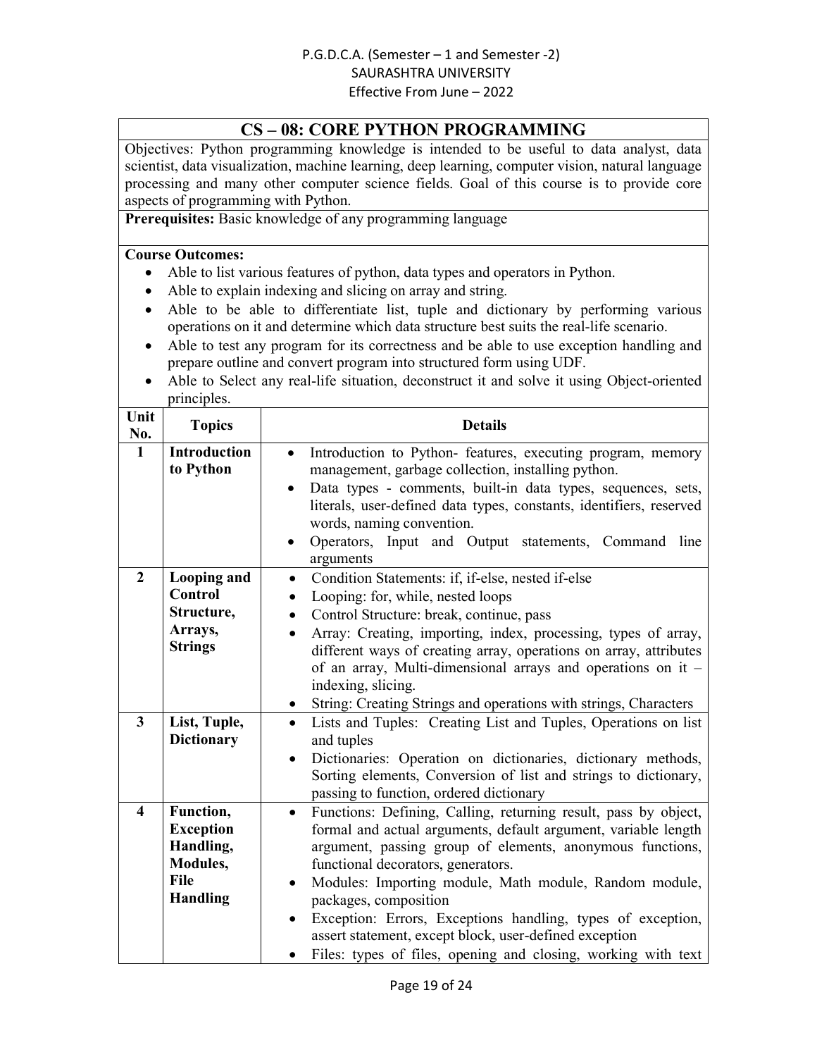## CS – 08: CORE PYTHON PROGRAMMING

Objectives: Python programming knowledge is intended to be useful to data analyst, data scientist, data visualization, machine learning, deep learning, computer vision, natural language processing and many other computer science fields. Goal of this course is to provide core aspects of programming with Python.

**Prerequisites:** Basic knowledge of any programming language

**Course Outcomes:**

- Able to list various features of python, data types and operators in Python.
- Able to explain indexing and slicing on array and string.
- Able to be able to differentiate list, tuple and dictionary by performing various operations on it and determine which data structure best suits the real-life scenario.
- Able to test any program for its correctness and be able to use exception handling and prepare outline and convert program into structured form using UDF.
- Able to Select any real-life situation, deconstruct it and solve it using Object-oriented principles.

| Unit No. | Topics | Details |
|---|---|---|
| **1** | **Introduction to Python** | • Introduction to Python- features, executing program, memory management, garbage collection, installing python.<br>• Data types - comments, built-in data types, sequences, sets, literals, user-defined data types, constants, identifiers, reserved words, naming convention.<br>• Operators, Input and Output statements, Command line arguments |
| **2** | **Looping and Control Structure, Arrays, Strings** | • Condition Statements: if, if-else, nested if-else<br>• Looping: for, while, nested loops<br>• Control Structure: break, continue, pass<br>• Array: Creating, importing, index, processing, types of array, different ways of creating array, operations on array, attributes of an array, Multi-dimensional arrays and operations on it – indexing, slicing.<br>• String: Creating Strings and operations with strings, Characters |
| **3** | **List, Tuple, Dictionary** | • Lists and Tuples: Creating List and Tuples, Operations on list and tuples<br>• Dictionaries: Operation on dictionaries, dictionary methods, Sorting elements, Conversion of list and strings to dictionary, passing to function, ordered dictionary |
| **4** | **Function, Exception Handling, Modules, File Handling** | • Functions: Defining, Calling, returning result, pass by object, formal and actual arguments, default argument, variable length argument, passing group of elements, anonymous functions, functional decorators, generators.<br>• Modules: Importing module, Math module, Random module, packages, composition<br>• Exception: Errors, Exceptions handling, types of exception, assert statement, except block, user-defined exception<br>• Files: types of files, opening and closing, working with text |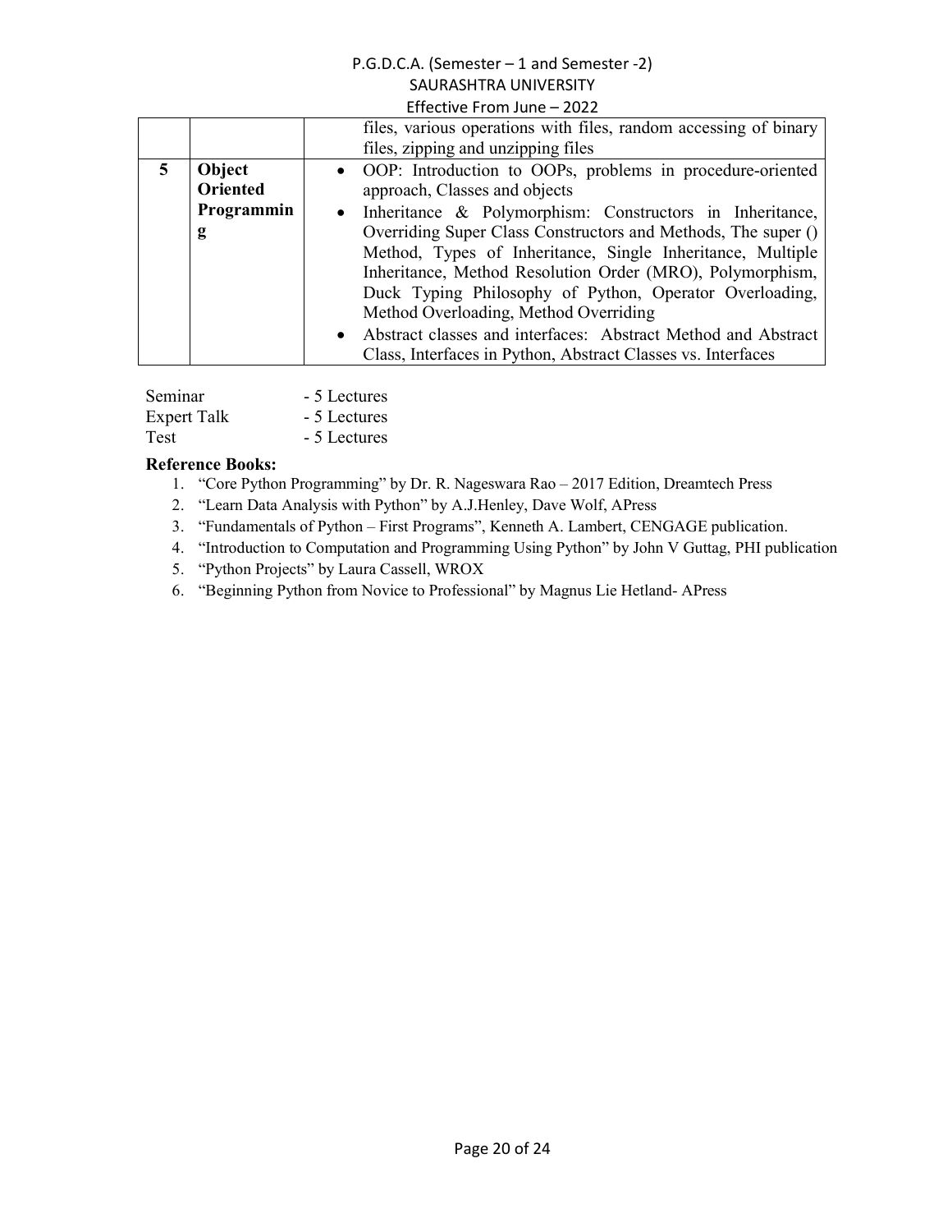| | | |
|---|---|---|
| | | files, various operations with files, random accessing of binary files, zipping and unzipping files |
| **5** | **Object Oriented Programming** | • OOP: Introduction to OOPs, problems in procedure-oriented approach, Classes and objects<br>• Inheritance & Polymorphism: Constructors in Inheritance, Overriding Super Class Constructors and Methods, The super () Method, Types of Inheritance, Single Inheritance, Multiple Inheritance, Method Resolution Order (MRO), Polymorphism, Duck Typing Philosophy of Python, Operator Overloading, Method Overloading, Method Overriding<br>• Abstract classes and interfaces: Abstract Method and Abstract Class, Interfaces in Python, Abstract Classes vs. Interfaces |

Seminar - 5 Lectures
Expert Talk - 5 Lectures
Test - 5 Lectures

**Reference Books:**

1. "Core Python Programming" by Dr. R. Nageswara Rao – 2017 Edition, Dreamtech Press
2. "Learn Data Analysis with Python" by A.J.Henley, Dave Wolf, APress
3. "Fundamentals of Python – First Programs", Kenneth A. Lambert, CENGAGE publication.
4. "Introduction to Computation and Programming Using Python" by John V Guttag, PHI publication
5. "Python Projects" by Laura Cassell, WROX
6. "Beginning Python from Novice to Professional" by Magnus Lie Hetland- APress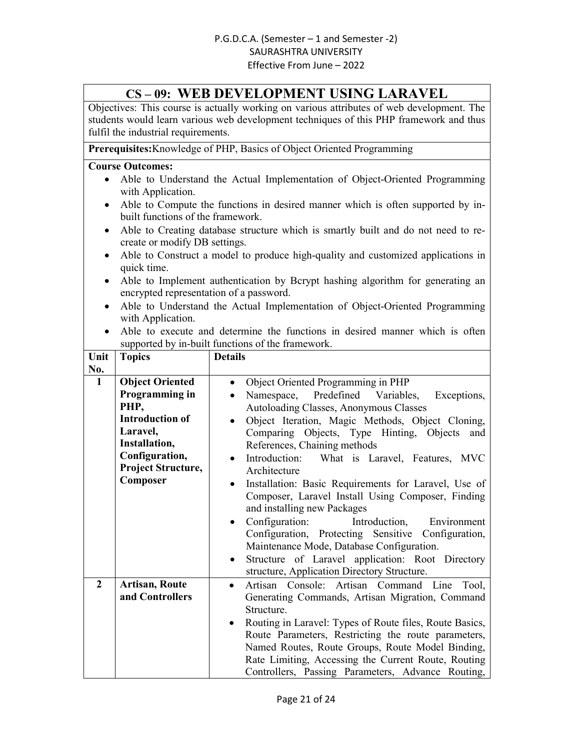# CS – 09: WEB DEVELOPMENT USING LARAVEL

Objectives: This course is actually working on various attributes of web development. The students would learn various web development techniques of this PHP framework and thus fulfil the industrial requirements.

**Prerequisites:**Knowledge of PHP, Basics of Object Oriented Programming

**Course Outcomes:**

- Able to Understand the Actual Implementation of Object-Oriented Programming with Application.
- Able to Compute the functions in desired manner which is often supported by in-built functions of the framework.
- Able to Creating database structure which is smartly built and do not need to re-create or modify DB settings.
- Able to Construct a model to produce high-quality and customized applications in quick time.
- Able to Implement authentication by Bcrypt hashing algorithm for generating an encrypted representation of a password.
- Able to Understand the Actual Implementation of Object-Oriented Programming with Application.
- Able to execute and determine the functions in desired manner which is often supported by in-built functions of the framework.

| Unit No. | Topics | Details |
|---|---|---|
| 1 | **Object Oriented Programming in PHP, Introduction of Laravel, Installation, Configuration, Project Structure, Composer** | • Object Oriented Programming in PHP<br>• Namespace, Predefined Variables, Exceptions, Autoloading Classes, Anonymous Classes<br>• Object Iteration, Magic Methods, Object Cloning, Comparing Objects, Type Hinting, Objects and References, Chaining methods<br>• Introduction: What is Laravel, Features, MVC Architecture<br>• Installation: Basic Requirements for Laravel, Use of Composer, Laravel Install Using Composer, Finding and installing new Packages<br>• Configuration: Introduction, Environment Configuration, Protecting Sensitive Configuration, Maintenance Mode, Database Configuration.<br>• Structure of Laravel application: Root Directory structure, Application Directory Structure. |
| 2 | **Artisan, Route and Controllers** | • Artisan Console: Artisan Command Line Tool, Generating Commands, Artisan Migration, Command Structure.<br>• Routing in Laravel: Types of Route files, Route Basics, Route Parameters, Restricting the route parameters, Named Routes, Route Groups, Route Model Binding, Rate Limiting, Accessing the Current Route, Routing Controllers, Passing Parameters, Advance Routing, |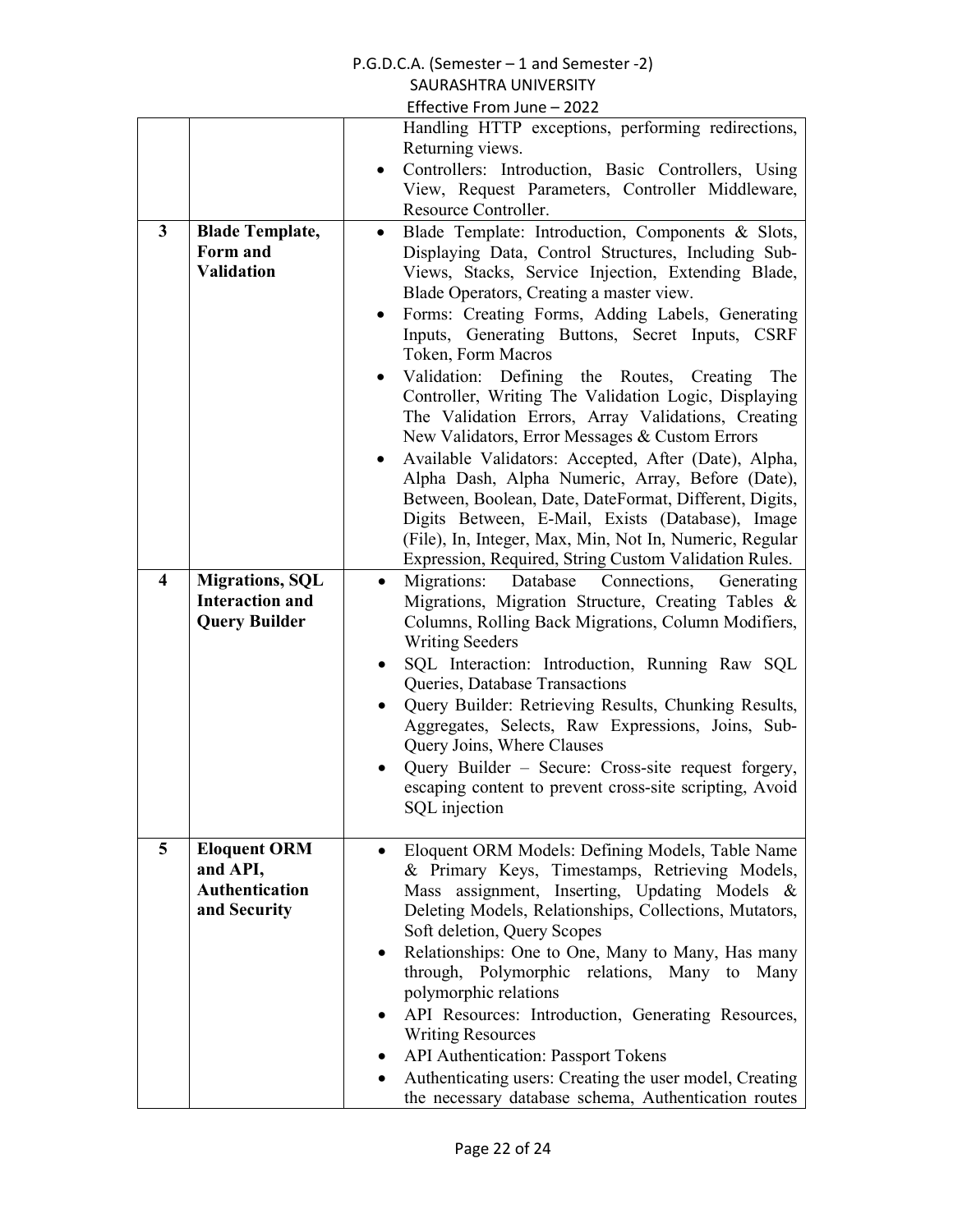| | | |
|---|---|---|
| | | Handling HTTP exceptions, performing redirections, Returning views.<br>• Controllers: Introduction, Basic Controllers, Using View, Request Parameters, Controller Middleware, Resource Controller. |
| **3** | **Blade Template, Form and Validation** | • Blade Template: Introduction, Components & Slots, Displaying Data, Control Structures, Including Sub-Views, Stacks, Service Injection, Extending Blade, Blade Operators, Creating a master view.<br>• Forms: Creating Forms, Adding Labels, Generating Inputs, Generating Buttons, Secret Inputs, CSRF Token, Form Macros<br>• Validation: Defining the Routes, Creating The Controller, Writing The Validation Logic, Displaying The Validation Errors, Array Validations, Creating New Validators, Error Messages & Custom Errors<br>• Available Validators: Accepted, After (Date), Alpha, Alpha Dash, Alpha Numeric, Array, Before (Date), Between, Boolean, Date, DateFormat, Different, Digits, Digits Between, E-Mail, Exists (Database), Image (File), In, Integer, Max, Min, Not In, Numeric, Regular Expression, Required, String Custom Validation Rules. |
| **4** | **Migrations, SQL Interaction and Query Builder** | • Migrations: Database Connections, Generating Migrations, Migration Structure, Creating Tables & Columns, Rolling Back Migrations, Column Modifiers, Writing Seeders<br>• SQL Interaction: Introduction, Running Raw SQL Queries, Database Transactions<br>• Query Builder: Retrieving Results, Chunking Results, Aggregates, Selects, Raw Expressions, Joins, Sub-Query Joins, Where Clauses<br>• Query Builder – Secure: Cross-site request forgery, escaping content to prevent cross-site scripting, Avoid SQL injection |
| **5** | **Eloquent ORM and API, Authentication and Security** | • Eloquent ORM Models: Defining Models, Table Name & Primary Keys, Timestamps, Retrieving Models, Mass assignment, Inserting, Updating Models & Deleting Models, Relationships, Collections, Mutators, Soft deletion, Query Scopes<br>• Relationships: One to One, Many to Many, Has many through, Polymorphic relations, Many to Many polymorphic relations<br>• API Resources: Introduction, Generating Resources, Writing Resources<br>• API Authentication: Passport Tokens<br>• Authenticating users: Creating the user model, Creating the necessary database schema, Authentication routes |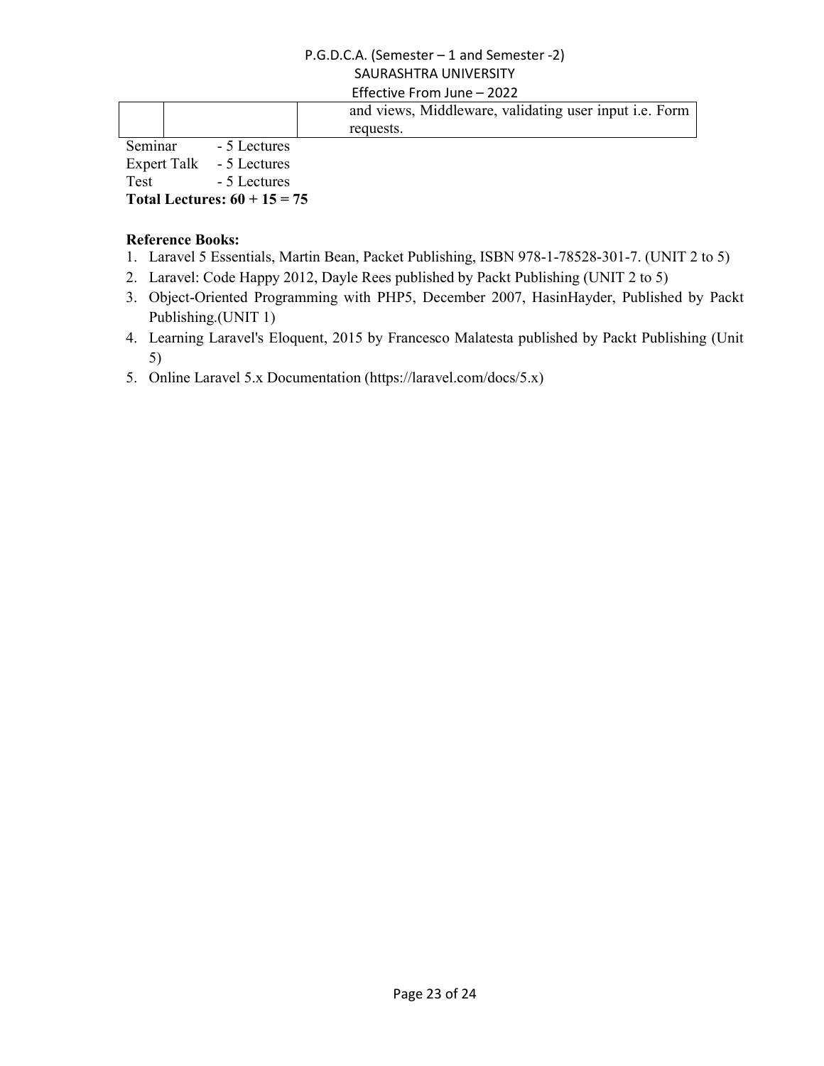|  |  | and views, Middleware, validating user input i.e. Form requests. |
|---|---|---|

Seminar - 5 Lectures
Expert Talk - 5 Lectures
Test - 5 Lectures

**Total Lectures: 60 + 15 = 75**

**Reference Books:**

1. Laravel 5 Essentials, Martin Bean, Packet Publishing, ISBN 978-1-78528-301-7. (UNIT 2 to 5)
2. Laravel: Code Happy 2012, Dayle Rees published by Packt Publishing (UNIT 2 to 5)
3. Object-Oriented Programming with PHP5, December 2007, HasinHayder, Published by Packt Publishing.(UNIT 1)
4. Learning Laravel's Eloquent, 2015 by Francesco Malatesta published by Packt Publishing (Unit 5)
5. Online Laravel 5.x Documentation (https://laravel.com/docs/5.x)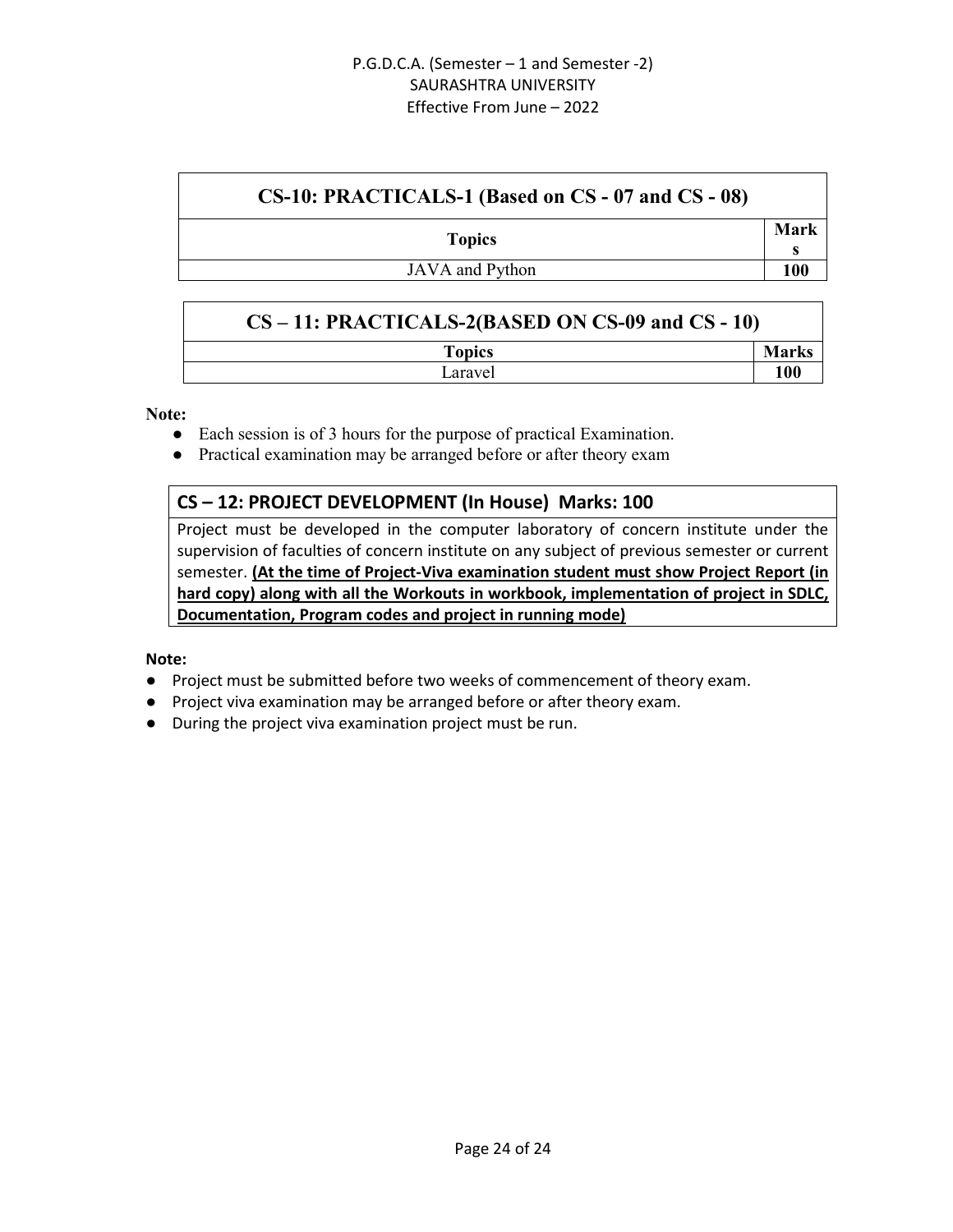| CS-10: PRACTICALS-1 (Based on CS - 07 and CS - 08) | |
|---|---|
| **Topics** | **Marks** |
| JAVA and Python | **100** |

| CS – 11: PRACTICALS-2(BASED ON CS-09 and CS - 10) | |
|---|---|
| **Topics** | **Marks** |
| Laravel | **100** |

**Note:**

- Each session is of 3 hours for the purpose of practical Examination.
- Practical examination may be arranged before or after theory exam

## CS – 12: PROJECT DEVELOPMENT (In House) Marks: 100

Project must be developed in the computer laboratory of concern institute under the supervision of faculties of concern institute on any subject of previous semester or current semester. **(At the time of Project-Viva examination student must show Project Report (in hard copy) along with all the Workouts in workbook, implementation of project in SDLC, Documentation, Program codes and project in running mode)**

**Note:**

- Project must be submitted before two weeks of commencement of theory exam.
- Project viva examination may be arranged before or after theory exam.
- During the project viva examination project must be run.